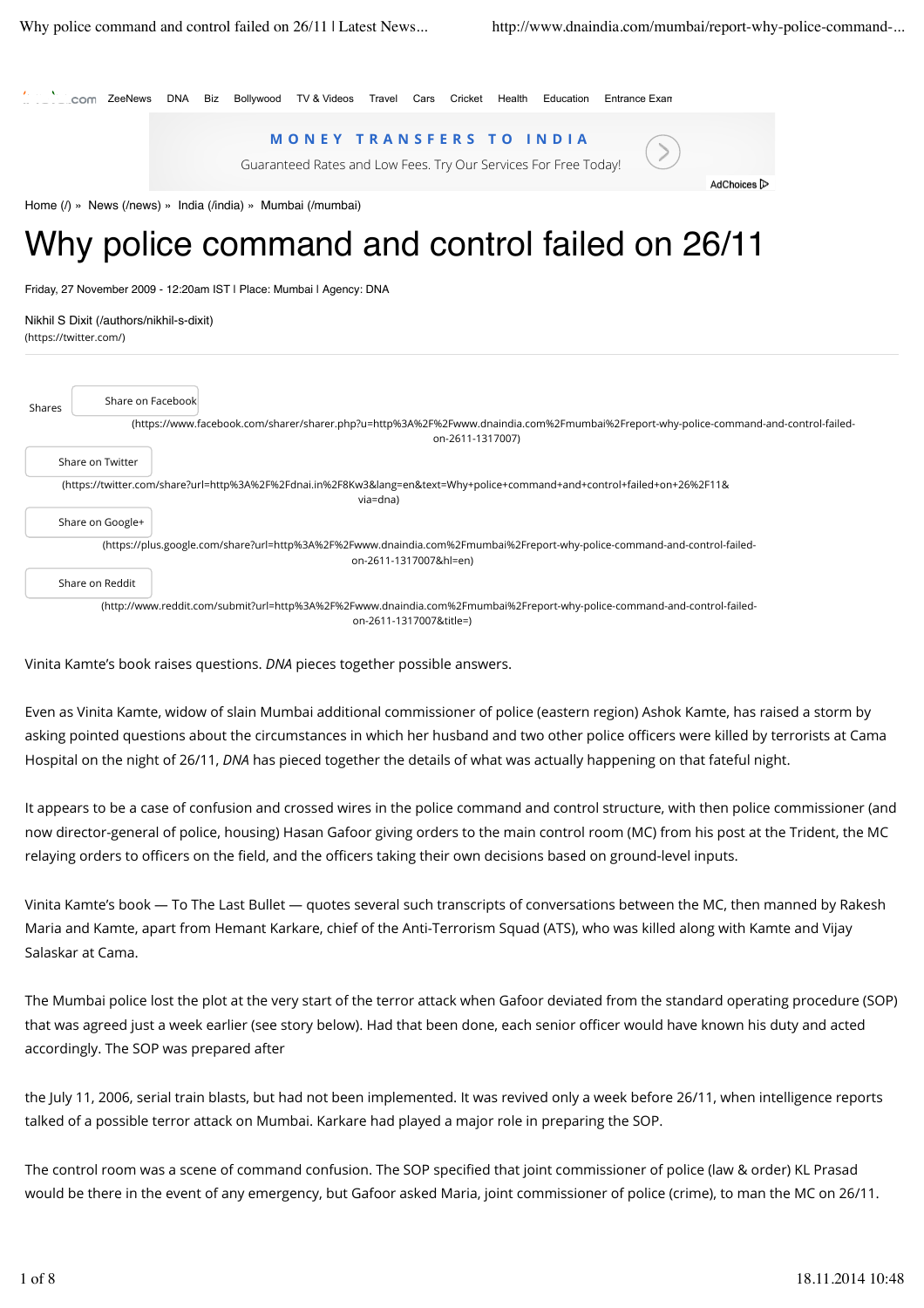# Why police command and control failed on 26/11

Friday, 27 November 2009 - 12:20am IST | Place: Mumbai | Agency: DNA

Nikhil S Dixit

Vinita Kamte's book raises questions. *DNA* pieces together possible answers.

Even as Vinita Kamte, widow of slain Mumbai additional commissioner of police (eastern region) Ashok Kamte, has raised a storm by asking pointed questions about the circumstances in which her husband and two other police officers were killed by terrorists at Cama Hospital on the night of 26/11, *DNA* has pieced together the details of what was actually happening on that fateful night.

It appears to be a case of confusion and crossed wires in the police command and control structure, with then police commissioner (and now director-general of police, housing) Hasan Gafoor giving orders to the main control room (MC) from his post at the Trident, the MC relaying orders to officers on the field, and the officers taking their own decisions based on ground-level inputs.

Vinita Kamte's book — To The Last Bullet — quotes several such transcripts of conversations between the MC, then manned by Rakesh Maria and Kamte, apart from Hemant Karkare, chief of the Anti-Terrorism Squad (ATS), who was killed along with Kamte and Vijay Salaskar at Cama.

The Mumbai police lost the plot at the very start of the terror attack when Gafoor deviated from the standard operating procedure (SOP) that was agreed just a week earlier (see story below). Had that been done, each senior officer would have known his duty and acted accordingly. The SOP was prepared after

the July 11, 2006, serial train blasts, but had not been implemented. It was revived only a week before 26/11, when intelligence reports talked of a possible terror attack on Mumbai. Karkare had played a major role in preparing the SOP.

The control room was a scene of command confusion. The SOP specified that joint commissioner of police (law & order) KL Prasad would be there in the event of any emergency, but Gafoor asked Maria, joint commissioner of police (crime), to man the MC on 26/11.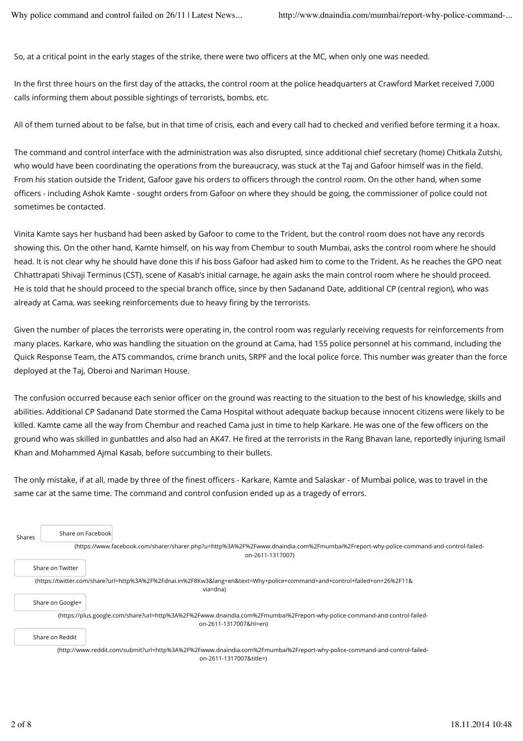So, at a critical point in the early stages of the strike, there were two officers at the MC, when only one was needed.

In the first three hours on the first day of the attacks, the control room at the police headquarters at Crawford Market received 7,000 calls informing them about possible sightings of terrorists, bombs, etc.

All of them turned about to be false, but in that time of crisis, each and every call had to checked and verified before terming it a hoax.

The command and control interface with the administration was also disrupted, since additional chief secretary (home) Chitkala Zutshi, who would have been coordinating the operations from the bureaucracy, was stuck at the Taj and Gafoor himself was in the field. From his station outside the Trident, Gafoor gave his orders to officers through the control room. On the other hand, when some officers - including Ashok Kamte - sought orders from Gafoor on where they should be going, the commissioner of police could not sometimes be contacted.

Vinita Kamte says her husband had been asked by Gafoor to come to the Trident, but the control room does not have any records showing this. On the other hand, Kamte himself, on his way from Chembur to south Mumbai, asks the control room where he should head. It is not clear why he should have done this if his boss Gafoor had asked him to come to the Trident. As he reaches the GPO neat Chhattrapati Shivaji Terminus (CST), scene of Kasab's initial carnage, he again asks the main control room where he should proceed. He is told that he should proceed to the special branch office, since by then Sadanand Date, additional CP (central region), who was already at Cama, was seeking reinforcements due to heavy firing by the terrorists.

Given the number of places the terrorists were operating in, the control room was regularly receiving requests for reinforcements from many places. Karkare, who was handling the situation on the ground at Cama, had 155 police personnel at his command, including the Quick Response Team, the ATS commandos, crime branch units, SRPF and the local police force. This number was greater than the force deployed at the Taj, Oberoi and Nariman House.

The confusion occurred because each senior officer on the ground was reacting to the situation to the best of his knowledge, skills and abilities. Additional CP Sadanand Date stormed the Cama Hospital without adequate backup because innocent citizens were likely to be killed. Kamte came all the way from Chembur and reached Cama just in time to help Karkare. He was one of the few officers on the ground who was skilled in gunbattles and also had an AK47. He fired at the terrorists in the Rang Bhavan lane, reportedly injuring Ismail Khan and Mohammed Ajmal Kasab, before succumbing to their bullets.

The only mistake, if at all, made by three of the finest officers - Karkare, Kamte and Salaskar - of Mumbai police, was to travel in the same car at the same time. The command and control confusion ended up as a tragedy of errors.

Shares

Share on Facebook (https://www.facebook.com/sharer/sharer.php?u=http%3A%2F%2Fwww.dnaindia.com%2Fmumbai%2Freport-why-police-command-and-control-failed-on-2611-1317007)

Share on Twitter (https://twitter.com/share?url=http%3A%2F%2Fdnai.in%2F8Kw3&lang=en&text=Why+police+command+and+control+failed+on+26%2F11&via=dna)

Share on Google+ (https://plus.google.com/share?url=http%3A%2F%2Fwww.dnaindia.com%2Fmumbai%2Freport-why-police-command-and-control-failed-on-2611-1317007&hl=en)

Share on Reddit (http://www.reddit.com/submit?url=http%3A%2F%2Fwww.dnaindia.com%2Fmumbai%2Freport-why-police-command-and-control-failed-on-2611-1317007&title=)